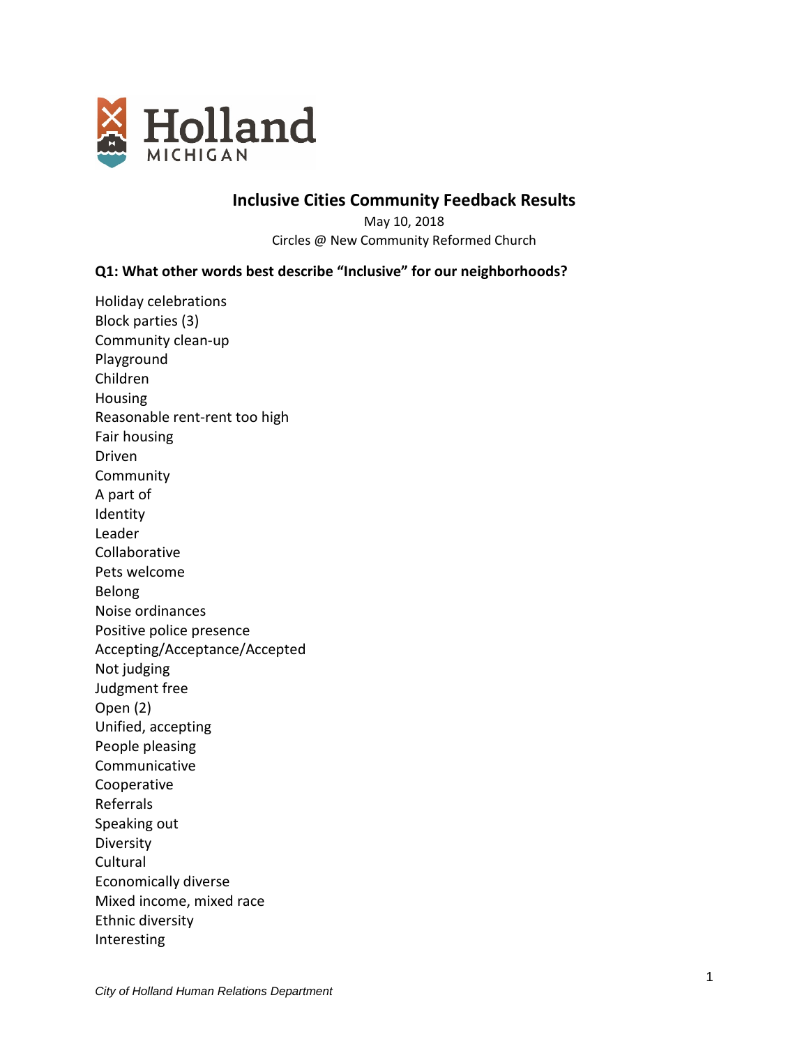Holland
MICHIGAN

## Inclusive Cities Community Feedback Results

May 10, 2018
Circles @ New Community Reformed Church

### Q1: What other words best describe "Inclusive" for our neighborhoods?

Holiday celebrations
Block parties (3)
Community clean-up
Playground
Children
Housing
Reasonable rent-rent too high
Fair housing
Driven
Community
A part of
Identity
Leader
Collaborative
Pets welcome
Belong
Noise ordinances
Positive police presence
Accepting/Acceptance/Accepted
Not judging
Judgment free
Open (2)
Unified, accepting
People pleasing
Communicative
Cooperative
Referrals
Speaking out
Diversity
Cultural
Economically diverse
Mixed income, mixed race
Ethnic diversity
Interesting

*City of Holland Human Relations Department*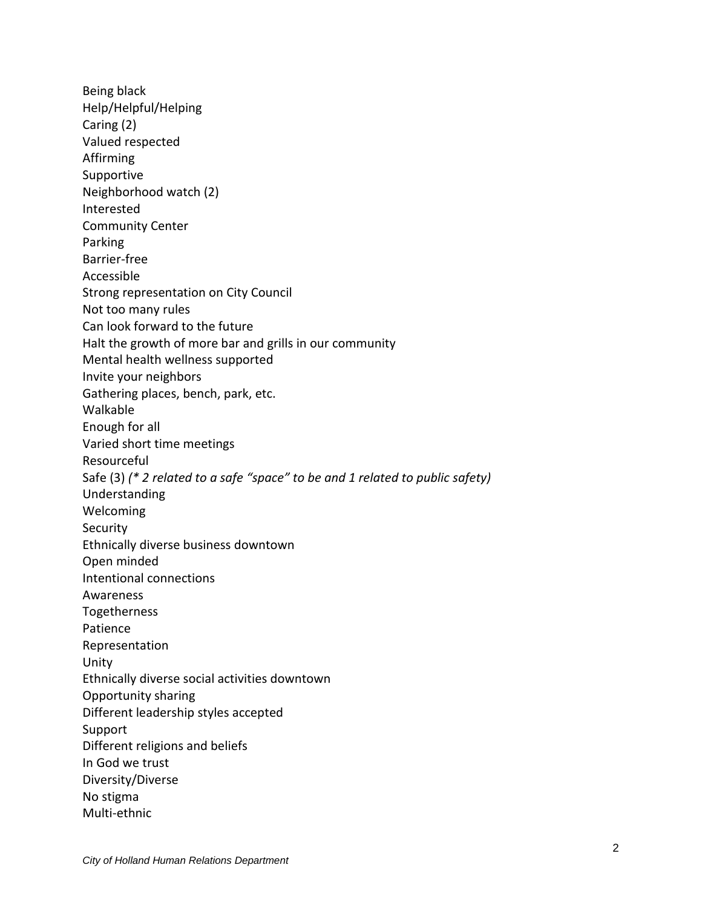Being black
Help/Helpful/Helping
Caring (2)
Valued respected
Affirming
Supportive
Neighborhood watch (2)
Interested
Community Center
Parking
Barrier-free
Accessible
Strong representation on City Council
Not too many rules
Can look forward to the future
Halt the growth of more bar and grills in our community
Mental health wellness supported
Invite your neighbors
Gathering places, bench, park, etc.
Walkable
Enough for all
Varied short time meetings
Resourceful
Safe (3) *(* 2 related to a safe "space" to be and 1 related to public safety)*
Understanding
Welcoming
Security
Ethnically diverse business downtown
Open minded
Intentional connections
Awareness
Togetherness
Patience
Representation
Unity
Ethnically diverse social activities downtown
Opportunity sharing
Different leadership styles accepted
Support
Different religions and beliefs
In God we trust
Diversity/Diverse
No stigma
Multi-ethnic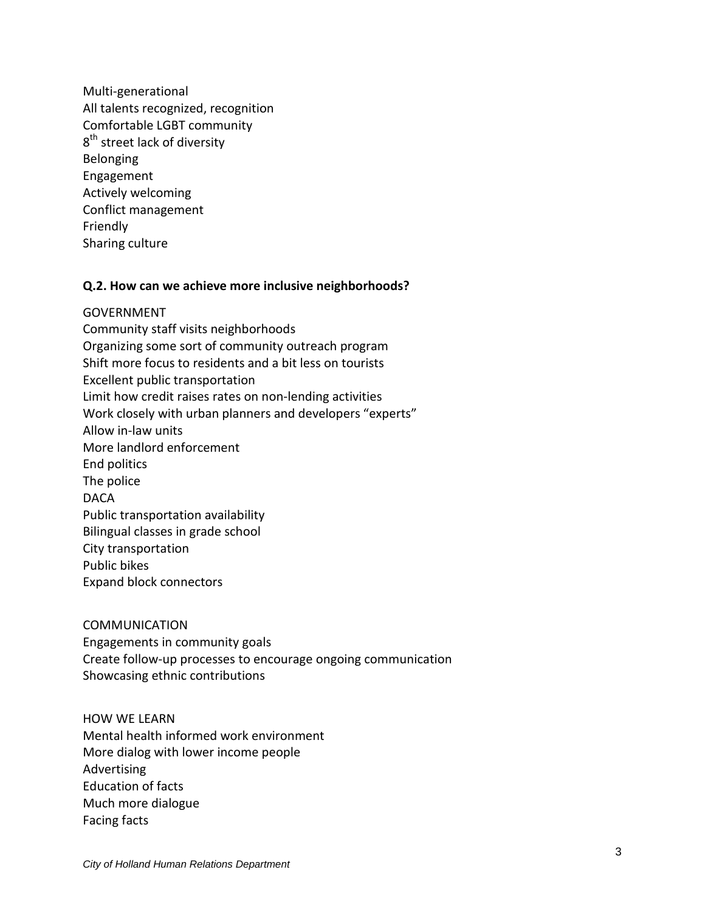Multi-generational
All talents recognized, recognition
Comfortable LGBT community
8th street lack of diversity
Belonging
Engagement
Actively welcoming
Conflict management
Friendly
Sharing culture

**Q.2. How can we achieve more inclusive neighborhoods?**

GOVERNMENT
Community staff visits neighborhoods
Organizing some sort of community outreach program
Shift more focus to residents and a bit less on tourists
Excellent public transportation
Limit how credit raises rates on non-lending activities
Work closely with urban planners and developers "experts"
Allow in-law units
More landlord enforcement
End politics
The police
DACA
Public transportation availability
Bilingual classes in grade school
City transportation
Public bikes
Expand block connectors

COMMUNICATION
Engagements in community goals
Create follow-up processes to encourage ongoing communication
Showcasing ethnic contributions

HOW WE LEARN
Mental health informed work environment
More dialog with lower income people
Advertising
Education of facts
Much more dialogue
Facing facts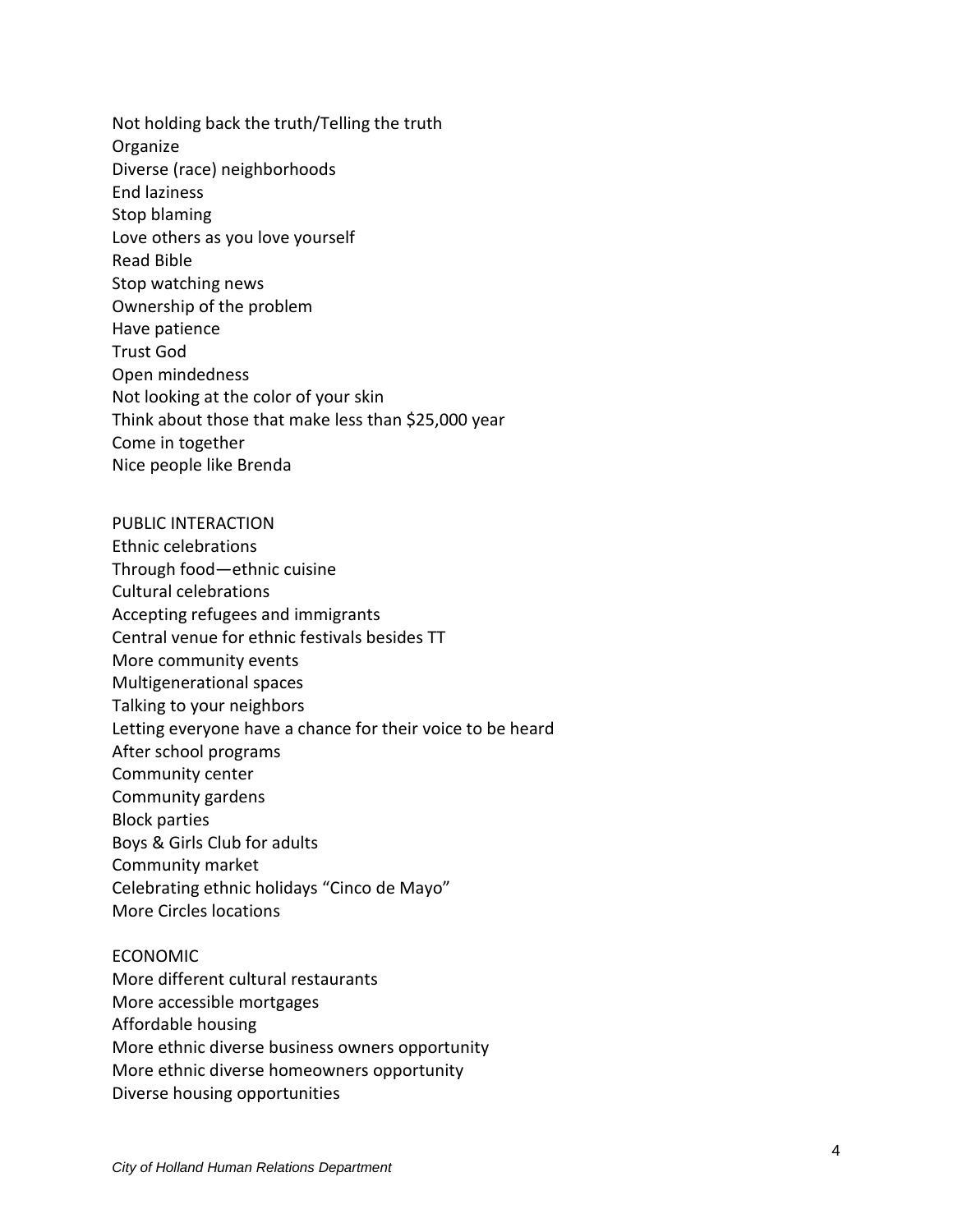Not holding back the truth/Telling the truth
Organize
Diverse (race) neighborhoods
End laziness
Stop blaming
Love others as you love yourself
Read Bible
Stop watching news
Ownership of the problem
Have patience
Trust God
Open mindedness
Not looking at the color of your skin
Think about those that make less than $25,000 year
Come in together
Nice people like Brenda

PUBLIC INTERACTION
Ethnic celebrations
Through food—ethnic cuisine
Cultural celebrations
Accepting refugees and immigrants
Central venue for ethnic festivals besides TT
More community events
Multigenerational spaces
Talking to your neighbors
Letting everyone have a chance for their voice to be heard
After school programs
Community center
Community gardens
Block parties
Boys & Girls Club for adults
Community market
Celebrating ethnic holidays "Cinco de Mayo"
More Circles locations

ECONOMIC
More different cultural restaurants
More accessible mortgages
Affordable housing
More ethnic diverse business owners opportunity
More ethnic diverse homeowners opportunity
Diverse housing opportunities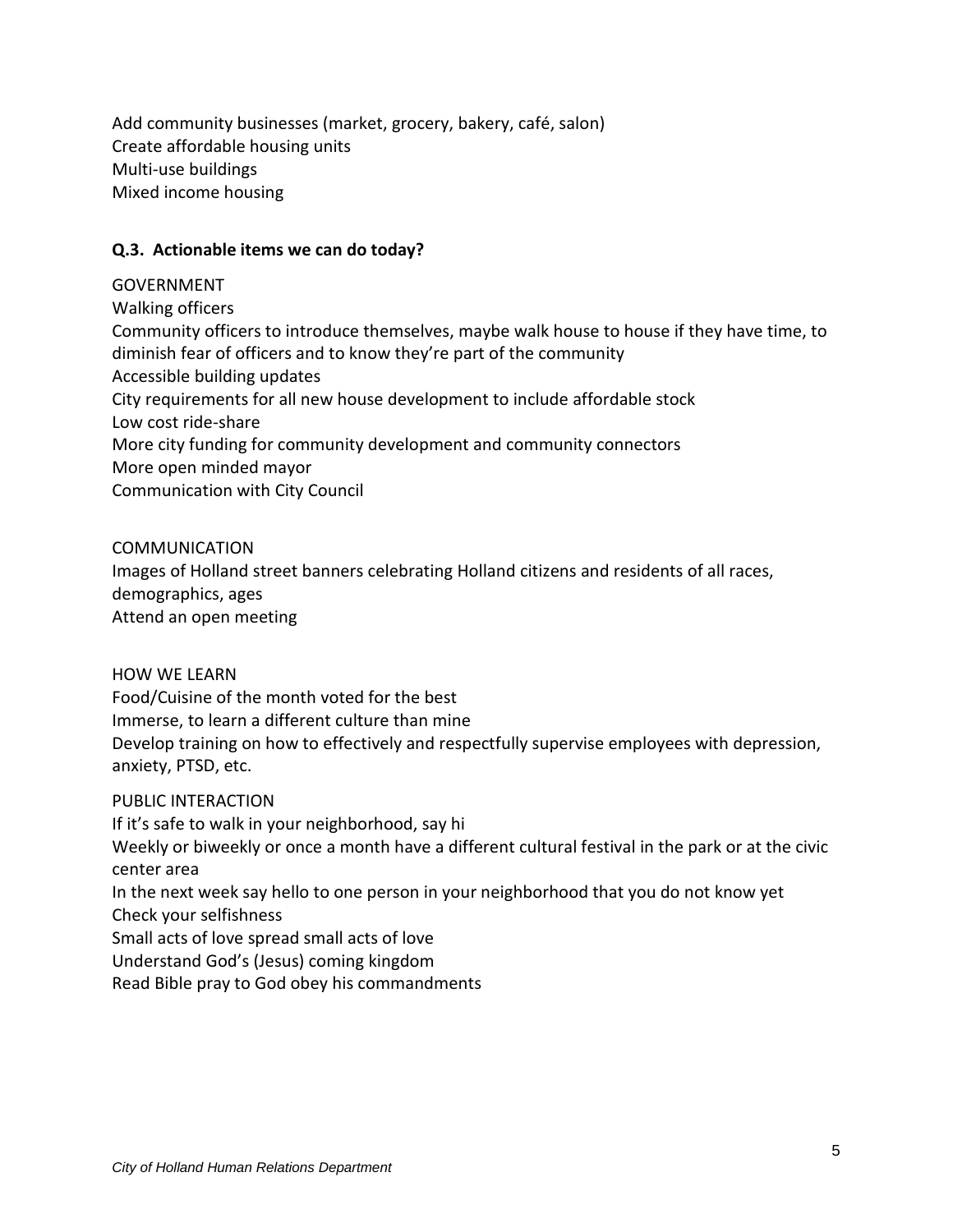Add community businesses (market, grocery, bakery, café, salon)
Create affordable housing units
Multi-use buildings
Mixed income housing

**Q.3. Actionable items we can do today?**

GOVERNMENT
Walking officers
Community officers to introduce themselves, maybe walk house to house if they have time, to diminish fear of officers and to know they're part of the community
Accessible building updates
City requirements for all new house development to include affordable stock
Low cost ride-share
More city funding for community development and community connectors
More open minded mayor
Communication with City Council

COMMUNICATION
Images of Holland street banners celebrating Holland citizens and residents of all races, demographics, ages
Attend an open meeting

HOW WE LEARN
Food/Cuisine of the month voted for the best
Immerse, to learn a different culture than mine
Develop training on how to effectively and respectfully supervise employees with depression, anxiety, PTSD, etc.

PUBLIC INTERACTION
If it's safe to walk in your neighborhood, say hi
Weekly or biweekly or once a month have a different cultural festival in the park or at the civic center area
In the next week say hello to one person in your neighborhood that you do not know yet
Check your selfishness
Small acts of love spread small acts of love
Understand God's (Jesus) coming kingdom
Read Bible pray to God obey his commandments